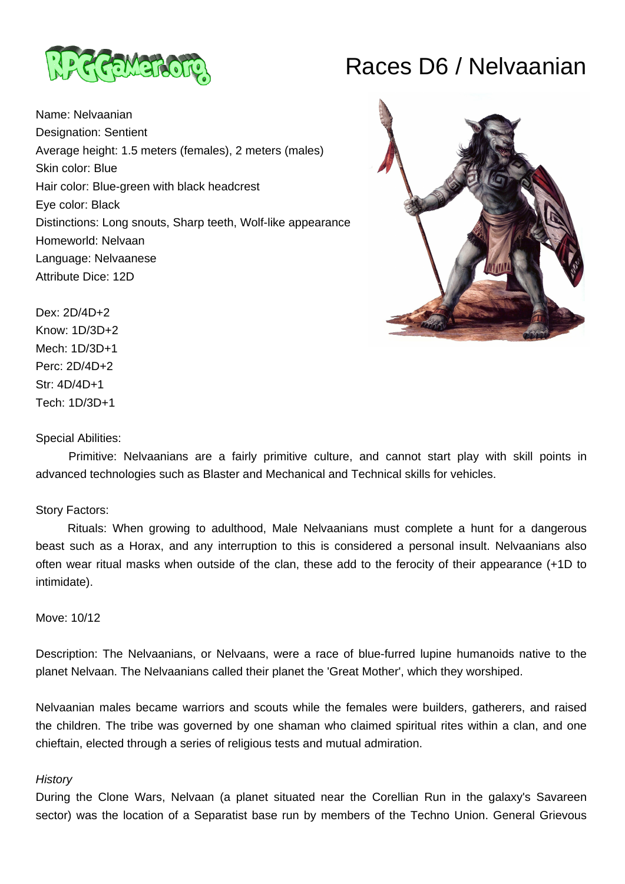# Races D6 / Nelvaanian

Name: Nelvaanian
Designation: Sentient
Average height: 1.5 meters (females), 2 meters (males)
Skin color: Blue
Hair color: Blue-green with black headcrest
Eye color: Black
Distinctions: Long snouts, Sharp teeth, Wolf-like appearance
Homeworld: Nelvaan
Language: Nelvaanese
Attribute Dice: 12D

Dex: 2D/4D+2
Know: 1D/3D+2
Mech: 1D/3D+1
Perc: 2D/4D+2
Str: 4D/4D+1
Tech: 1D/3D+1

Special Abilities:

Primitive: Nelvaanians are a fairly primitive culture, and cannot start play with skill points in advanced technologies such as Blaster and Mechanical and Technical skills for vehicles.

Story Factors:

Rituals: When growing to adulthood, Male Nelvaanians must complete a hunt for a dangerous beast such as a Horax, and any interruption to this is considered a personal insult. Nelvaanians also often wear ritual masks when outside of the clan, these add to the ferocity of their appearance (+1D to intimidate).

Move: 10/12

Description: The Nelvaanians, or Nelvaans, were a race of blue-furred lupine humanoids native to the planet Nelvaan. The Nelvaanians called their planet the 'Great Mother', which they worshiped.

Nelvaanian males became warriors and scouts while the females were builders, gatherers, and raised the children. The tribe was governed by one shaman who claimed spiritual rites within a clan, and one chieftain, elected through a series of religious tests and mutual admiration.

*History*

During the Clone Wars, Nelvaan (a planet situated near the Corellian Run in the galaxy's Savareen sector) was the location of a Separatist base run by members of the Techno Union. General Grievous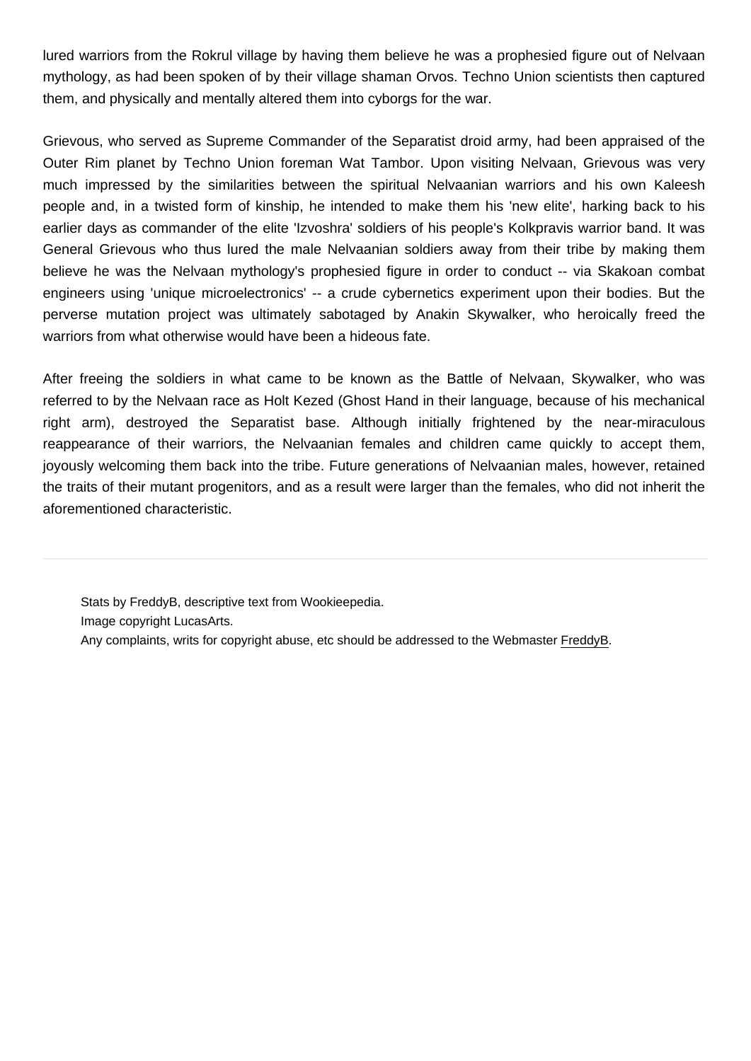lured warriors from the Rokrul village by having them believe he was a prophesied figure out of Nelvaan mythology, as had been spoken of by their village shaman Orvos. Techno Union scientists then captured them, and physically and mentally altered them into cyborgs for the war.

Grievous, who served as Supreme Commander of the Separatist droid army, had been appraised of the Outer Rim planet by Techno Union foreman Wat Tambor. Upon visiting Nelvaan, Grievous was very much impressed by the similarities between the spiritual Nelvaanian warriors and his own Kaleesh people and, in a twisted form of kinship, he intended to make them his 'new elite', harking back to his earlier days as commander of the elite 'Izvoshra' soldiers of his people's Kolkpravis warrior band. It was General Grievous who thus lured the male Nelvaanian soldiers away from their tribe by making them believe he was the Nelvaan mythology's prophesied figure in order to conduct -- via Skakoan combat engineers using 'unique microelectronics' -- a crude cybernetics experiment upon their bodies. But the perverse mutation project was ultimately sabotaged by Anakin Skywalker, who heroically freed the warriors from what otherwise would have been a hideous fate.

After freeing the soldiers in what came to be known as the Battle of Nelvaan, Skywalker, who was referred to by the Nelvaan race as Holt Kezed (Ghost Hand in their language, because of his mechanical right arm), destroyed the Separatist base. Although initially frightened by the near-miraculous reappearance of their warriors, the Nelvaanian females and children came quickly to accept them, joyously welcoming them back into the tribe. Future generations of Nelvaanian males, however, retained the traits of their mutant progenitors, and as a result were larger than the females, who did not inherit the aforementioned characteristic.

---

Stats by FreddyB, descriptive text from Wookieepedia.
Image copyright LucasArts.
Any complaints, writs for copyright abuse, etc should be addressed to the Webmaster FreddyB.